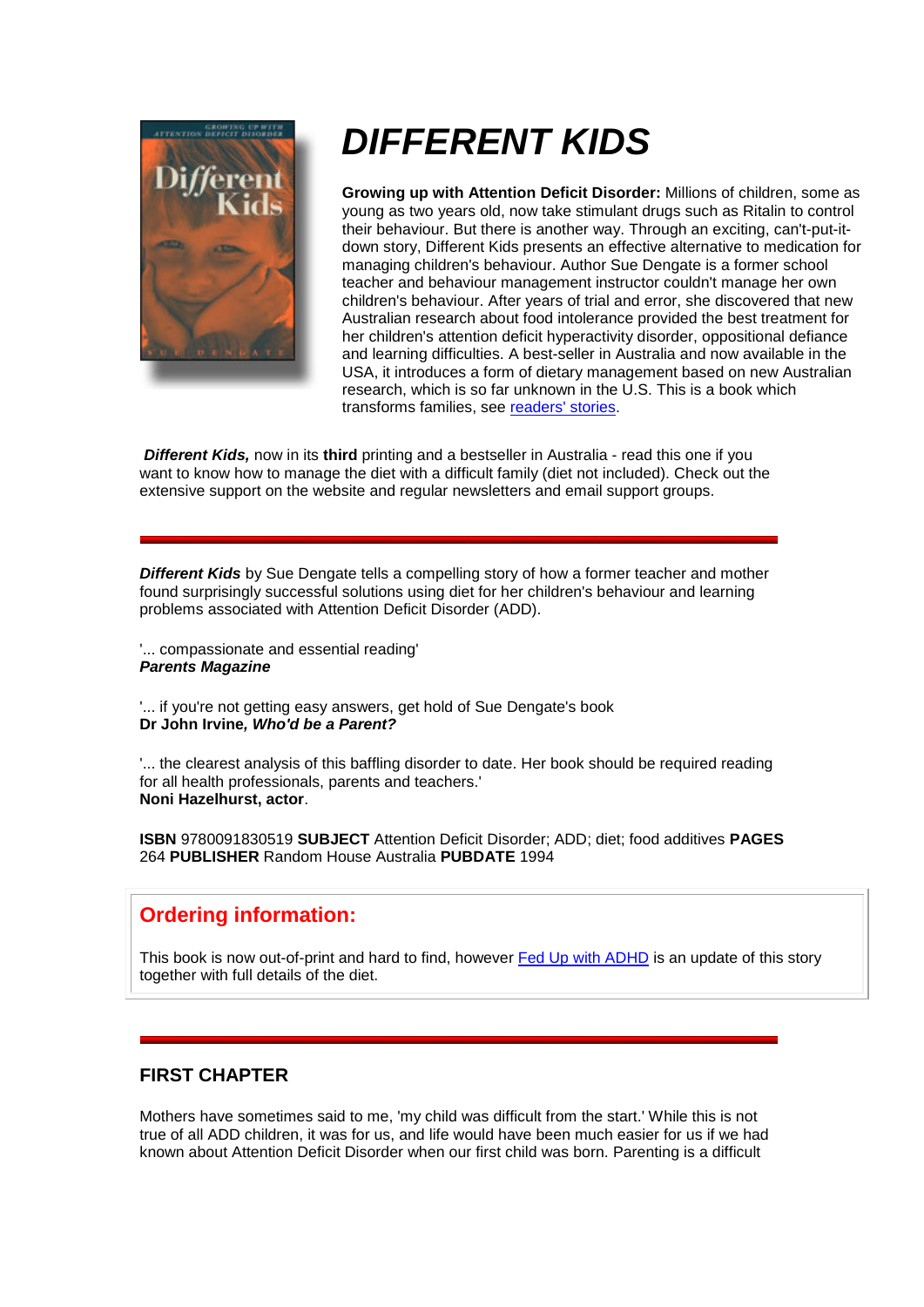# *DIFFERENT KIDS*

**Growing up with Attention Deficit Disorder:** Millions of children, some as young as two years old, now take stimulant drugs such as Ritalin to control their behaviour. But there is another way. Through an exciting, can't-put-it-down story, Different Kids presents an effective alternative to medication for managing children's behaviour. Author Sue Dengate is a former school teacher and behaviour management instructor couldn't manage her own children's behaviour. After years of trial and error, she discovered that new Australian research about food intolerance provided the best treatment for her children's attention deficit hyperactivity disorder, oppositional defiance and learning difficulties. A best-seller in Australia and now available in the USA, it introduces a form of dietary management based on new Australian research, which is so far unknown in the U.S. This is a book which transforms families, see [readers' stories](#).

***Different Kids,*** now in its **third** printing and a bestseller in Australia - read this one if you want to know how to manage the diet with a difficult family (diet not included). Check out the extensive support on the website and regular newsletters and email support groups.

---

***Different Kids*** by Sue Dengate tells a compelling story of how a former teacher and mother found surprisingly successful solutions using diet for her children's behaviour and learning problems associated with Attention Deficit Disorder (ADD).

'... compassionate and essential reading'
***Parents Magazine***

'... if you're not getting easy answers, get hold of Sue Dengate's book
**Dr John Irvine*, Who'd be a Parent?***

'... the clearest analysis of this baffling disorder to date. Her book should be required reading for all health professionals, parents and teachers.'
**Noni Hazelhurst, actor**.

**ISBN** 9780091830519 **SUBJECT** Attention Deficit Disorder; ADD; diet; food additives **PAGES** 264 **PUBLISHER** Random House Australia **PUBDATE** 1994

## Ordering information:

This book is now out-of-print and hard to find, however [Fed Up with ADHD](#) is an update of this story together with full details of the diet.

---

### FIRST CHAPTER

Mothers have sometimes said to me, 'my child was difficult from the start.' While this is not true of all ADD children, it was for us, and life would have been much easier for us if we had known about Attention Deficit Disorder when our first child was born. Parenting is a difficult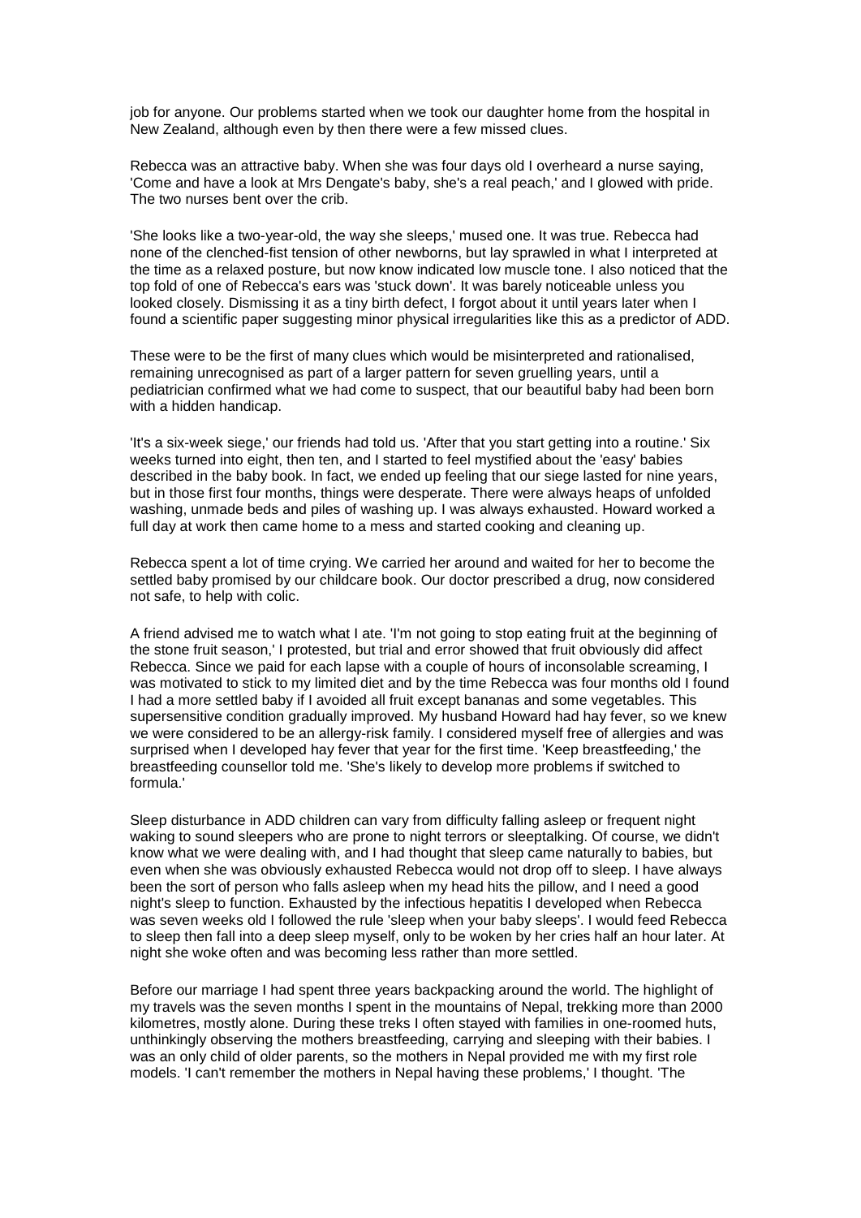job for anyone. Our problems started when we took our daughter home from the hospital in New Zealand, although even by then there were a few missed clues.

Rebecca was an attractive baby. When she was four days old I overheard a nurse saying, 'Come and have a look at Mrs Dengate's baby, she's a real peach,' and I glowed with pride. The two nurses bent over the crib.

'She looks like a two-year-old, the way she sleeps,' mused one. It was true. Rebecca had none of the clenched-fist tension of other newborns, but lay sprawled in what I interpreted at the time as a relaxed posture, but now know indicated low muscle tone. I also noticed that the top fold of one of Rebecca's ears was 'stuck down'. It was barely noticeable unless you looked closely. Dismissing it as a tiny birth defect, I forgot about it until years later when I found a scientific paper suggesting minor physical irregularities like this as a predictor of ADD.

These were to be the first of many clues which would be misinterpreted and rationalised, remaining unrecognised as part of a larger pattern for seven gruelling years, until a pediatrician confirmed what we had come to suspect, that our beautiful baby had been born with a hidden handicap.

'It's a six-week siege,' our friends had told us. 'After that you start getting into a routine.' Six weeks turned into eight, then ten, and I started to feel mystified about the 'easy' babies described in the baby book. In fact, we ended up feeling that our siege lasted for nine years, but in those first four months, things were desperate. There were always heaps of unfolded washing, unmade beds and piles of washing up. I was always exhausted. Howard worked a full day at work then came home to a mess and started cooking and cleaning up.

Rebecca spent a lot of time crying. We carried her around and waited for her to become the settled baby promised by our childcare book. Our doctor prescribed a drug, now considered not safe, to help with colic.

A friend advised me to watch what I ate. 'I'm not going to stop eating fruit at the beginning of the stone fruit season,' I protested, but trial and error showed that fruit obviously did affect Rebecca. Since we paid for each lapse with a couple of hours of inconsolable screaming, I was motivated to stick to my limited diet and by the time Rebecca was four months old I found I had a more settled baby if I avoided all fruit except bananas and some vegetables. This supersensitive condition gradually improved. My husband Howard had hay fever, so we knew we were considered to be an allergy-risk family. I considered myself free of allergies and was surprised when I developed hay fever that year for the first time. 'Keep breastfeeding,' the breastfeeding counsellor told me. 'She's likely to develop more problems if switched to formula.'

Sleep disturbance in ADD children can vary from difficulty falling asleep or frequent night waking to sound sleepers who are prone to night terrors or sleeptalking. Of course, we didn't know what we were dealing with, and I had thought that sleep came naturally to babies, but even when she was obviously exhausted Rebecca would not drop off to sleep. I have always been the sort of person who falls asleep when my head hits the pillow, and I need a good night's sleep to function. Exhausted by the infectious hepatitis I developed when Rebecca was seven weeks old I followed the rule 'sleep when your baby sleeps'. I would feed Rebecca to sleep then fall into a deep sleep myself, only to be woken by her cries half an hour later. At night she woke often and was becoming less rather than more settled.

Before our marriage I had spent three years backpacking around the world. The highlight of my travels was the seven months I spent in the mountains of Nepal, trekking more than 2000 kilometres, mostly alone. During these treks I often stayed with families in one-roomed huts, unthinkingly observing the mothers breastfeeding, carrying and sleeping with their babies. I was an only child of older parents, so the mothers in Nepal provided me with my first role models. 'I can't remember the mothers in Nepal having these problems,' I thought. 'The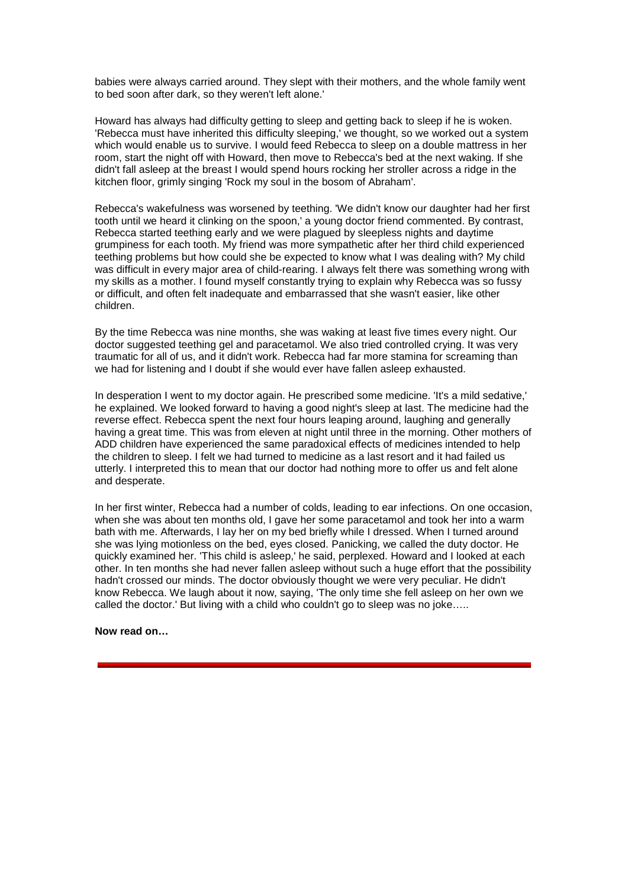babies were always carried around. They slept with their mothers, and the whole family went to bed soon after dark, so they weren't left alone.'

Howard has always had difficulty getting to sleep and getting back to sleep if he is woken. 'Rebecca must have inherited this difficulty sleeping,' we thought, so we worked out a system which would enable us to survive. I would feed Rebecca to sleep on a double mattress in her room, start the night off with Howard, then move to Rebecca's bed at the next waking. If she didn't fall asleep at the breast I would spend hours rocking her stroller across a ridge in the kitchen floor, grimly singing 'Rock my soul in the bosom of Abraham'.

Rebecca's wakefulness was worsened by teething. 'We didn't know our daughter had her first tooth until we heard it clinking on the spoon,' a young doctor friend commented. By contrast, Rebecca started teething early and we were plagued by sleepless nights and daytime grumpiness for each tooth. My friend was more sympathetic after her third child experienced teething problems but how could she be expected to know what I was dealing with? My child was difficult in every major area of child-rearing. I always felt there was something wrong with my skills as a mother. I found myself constantly trying to explain why Rebecca was so fussy or difficult, and often felt inadequate and embarrassed that she wasn't easier, like other children.

By the time Rebecca was nine months, she was waking at least five times every night. Our doctor suggested teething gel and paracetamol. We also tried controlled crying. It was very traumatic for all of us, and it didn't work. Rebecca had far more stamina for screaming than we had for listening and I doubt if she would ever have fallen asleep exhausted.

In desperation I went to my doctor again. He prescribed some medicine. 'It's a mild sedative,' he explained. We looked forward to having a good night's sleep at last. The medicine had the reverse effect. Rebecca spent the next four hours leaping around, laughing and generally having a great time. This was from eleven at night until three in the morning. Other mothers of ADD children have experienced the same paradoxical effects of medicines intended to help the children to sleep. I felt we had turned to medicine as a last resort and it had failed us utterly. I interpreted this to mean that our doctor had nothing more to offer us and felt alone and desperate.

In her first winter, Rebecca had a number of colds, leading to ear infections. On one occasion, when she was about ten months old, I gave her some paracetamol and took her into a warm bath with me. Afterwards, I lay her on my bed briefly while I dressed. When I turned around she was lying motionless on the bed, eyes closed. Panicking, we called the duty doctor. He quickly examined her. 'This child is asleep,' he said, perplexed. Howard and I looked at each other. In ten months she had never fallen asleep without such a huge effort that the possibility hadn't crossed our minds. The doctor obviously thought we were very peculiar. He didn't know Rebecca. We laugh about it now, saying, 'The only time she fell asleep on her own we called the doctor.' But living with a child who couldn't go to sleep was no joke…..

**Now read on…**